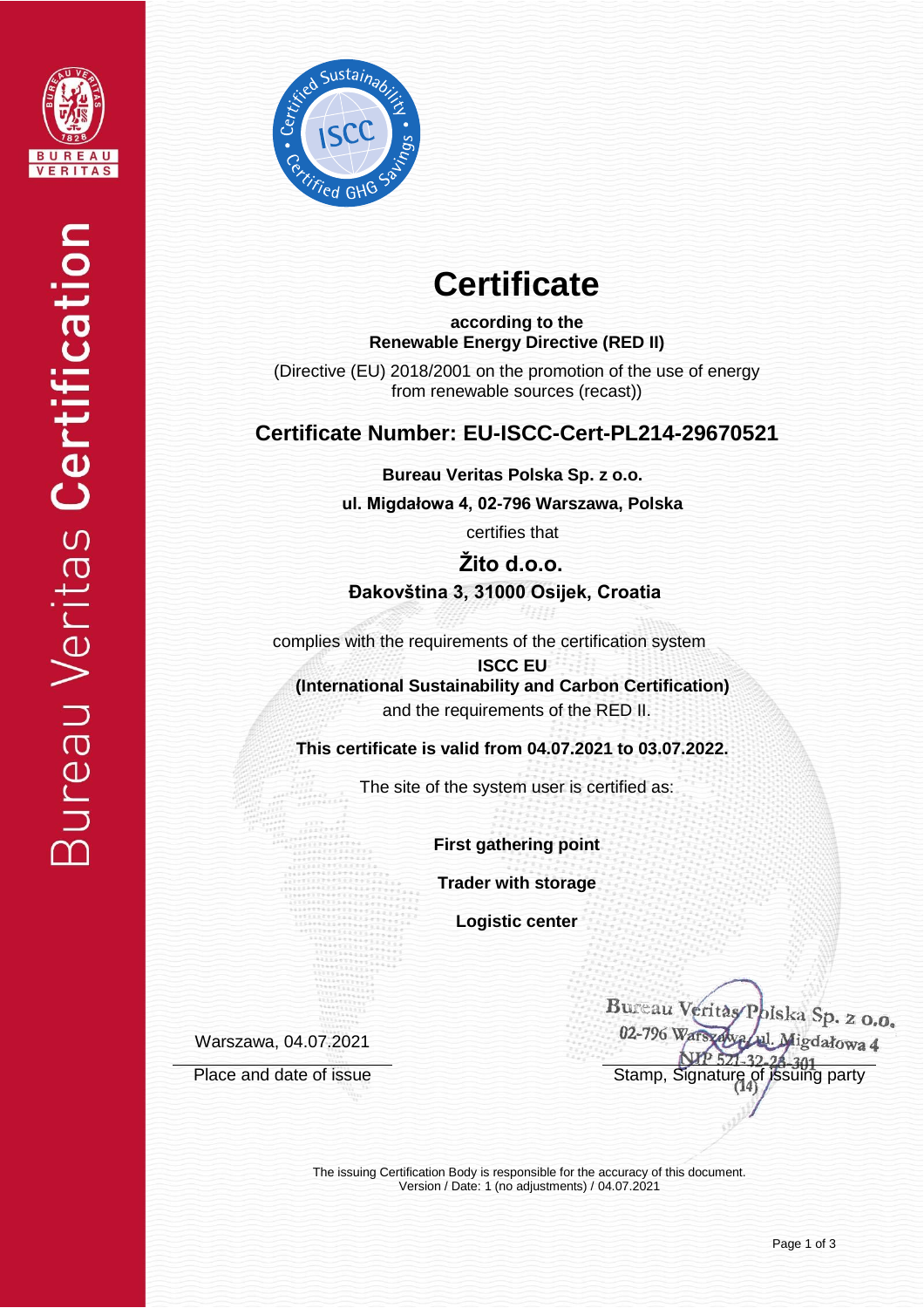# Certificate

**according to the**
**Renewable Energy Directive (RED II)**

(Directive (EU) 2018/2001 on the promotion of the use of energy from renewable sources (recast))

## Certificate Number: EU-ISCC-Cert-PL214-29670521

**Bureau Veritas Polska Sp. z o.o.**

**ul. Migdałowa 4, 02-796 Warszawa, Polska**

certifies that

### Žito d.o.o.

**Đakovština 3, 31000 Osijek, Croatia**

complies with the requirements of the certification system

**ISCC EU**
**(International Sustainability and Carbon Certification)**

and the requirements of the RED II.

**This certificate is valid from 04.07.2021 to 03.07.2022.**

The site of the system user is certified as:

**First gathering point**

**Trader with storage**

**Logistic center**

Warszawa, 04.07.2021

Place and date of issue

Bureau Veritas Polska Sp. z o.o.
02-796 Warszawa, ul. Migdałowa 4
NIP 521-32-28-301
(14)

Stamp, Signature of issuing party

The issuing Certification Body is responsible for the accuracy of this document.
Version / Date: 1 (no adjustments) / 04.07.2021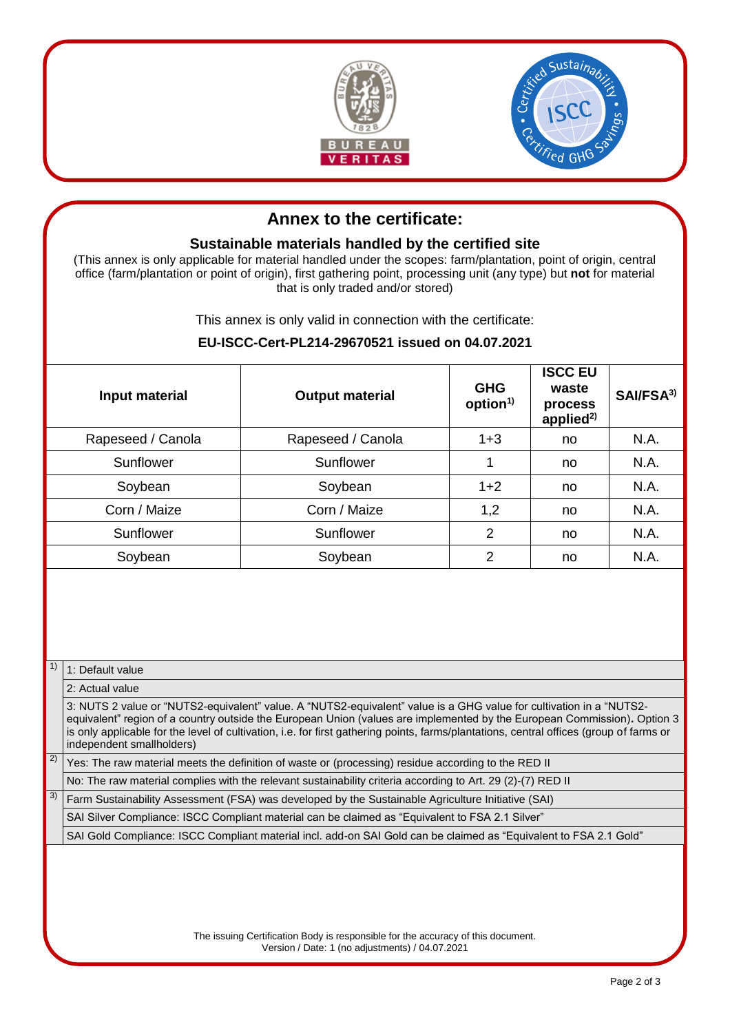# Annex to the certificate:

## Sustainable materials handled by the certified site

(This annex is only applicable for material handled under the scopes: farm/plantation, point of origin, central office (farm/plantation or point of origin), first gathering point, processing unit (any type) but **not** for material that is only traded and/or stored)

This annex is only valid in connection with the certificate:

**EU-ISCC-Cert-PL214-29670521 issued on 04.07.2021**

| Input material | Output material | GHG option[1)] | ISCC EU waste process applied[2)] | SAI/FSA[3)] |
|---|---|---|---|---|
| Rapeseed / Canola | Rapeseed / Canola | 1+3 | no | N.A. |
| Sunflower | Sunflower | 1 | no | N.A. |
| Soybean | Soybean | 1+2 | no | N.A. |
| Corn / Maize | Corn / Maize | 1,2 | no | N.A. |
| Sunflower | Sunflower | 2 | no | N.A. |
| Soybean | Soybean | 2 | no | N.A. |

| | |
|---|---|
| 1) | 1: Default value |
| | 2: Actual value |
| | 3: NUTS 2 value or "NUTS2-equivalent" value. A "NUTS2-equivalent" value is a GHG value for cultivation in a "NUTS2-equivalent" region of a country outside the European Union (values are implemented by the European Commission)**.** Option 3 is only applicable for the level of cultivation, i.e. for first gathering points, farms/plantations, central offices (group of farms or independent smallholders) |
| 2) | Yes: The raw material meets the definition of waste or (processing) residue according to the RED II |
| | No: The raw material complies with the relevant sustainability criteria according to Art. 29 (2)-(7) RED II |
| 3) | Farm Sustainability Assessment (FSA) was developed by the Sustainable Agriculture Initiative (SAI) |
| | SAI Silver Compliance: ISCC Compliant material can be claimed as "Equivalent to FSA 2.1 Silver" |
| | SAI Gold Compliance: ISCC Compliant material incl. add-on SAI Gold can be claimed as "Equivalent to FSA 2.1 Gold" |

The issuing Certification Body is responsible for the accuracy of this document.
Version / Date: 1 (no adjustments) / 04.07.2021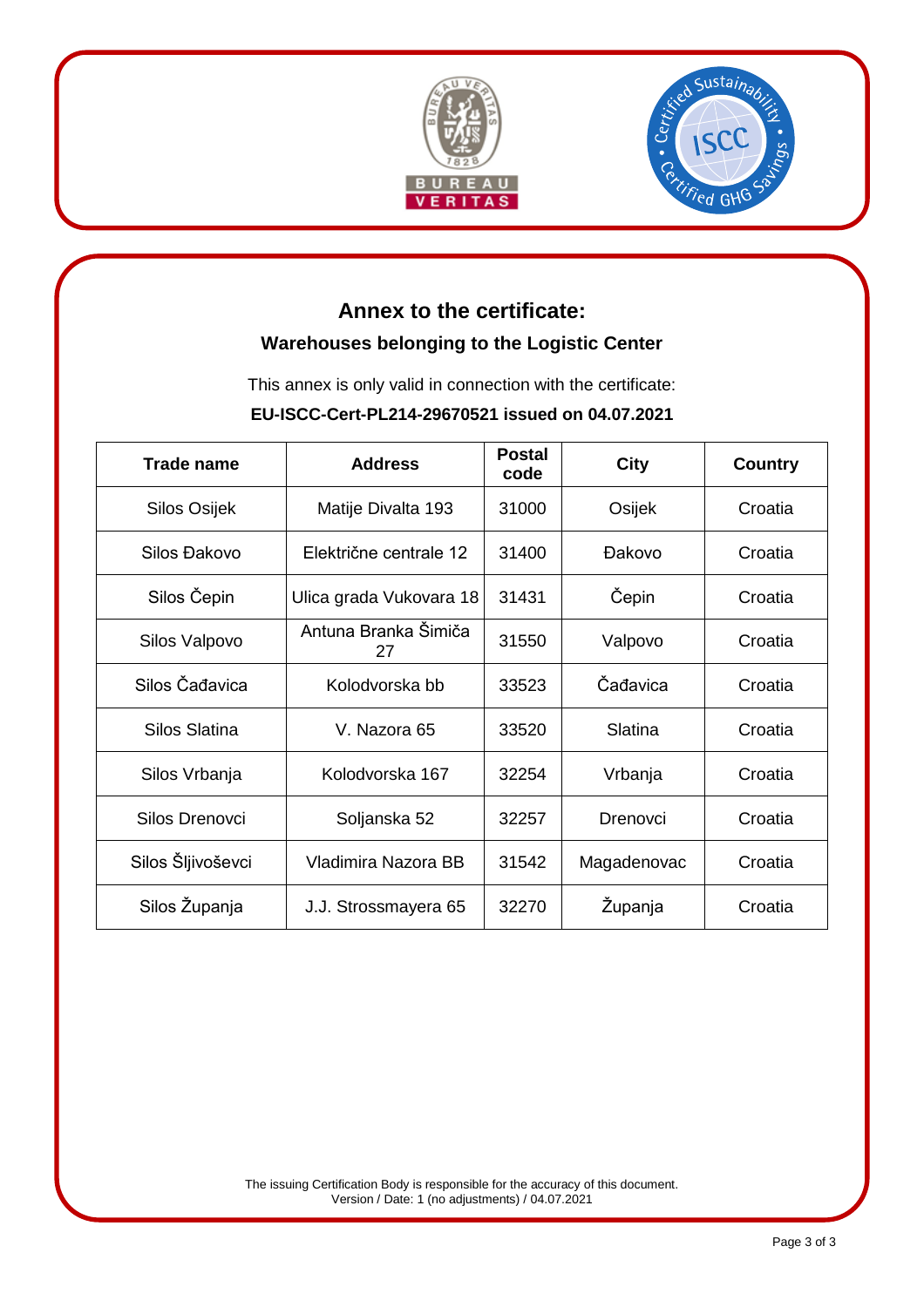# Annex to the certificate:

## Warehouses belonging to the Logistic Center

This annex is only valid in connection with the certificate:

**EU-ISCC-Cert-PL214-29670521 issued on 04.07.2021**

| Trade name | Address | Postal code | City | Country |
|---|---|---|---|---|
| Silos Osijek | Matije Divalta 193 | 31000 | Osijek | Croatia |
| Silos Đakovo | Električne centrale 12 | 31400 | Đakovo | Croatia |
| Silos Čepin | Ulica grada Vukovara 18 | 31431 | Čepin | Croatia |
| Silos Valpovo | Antuna Branka Šimiča 27 | 31550 | Valpovo | Croatia |
| Silos Čađavica | Kolodvorska bb | 33523 | Čađavica | Croatia |
| Silos Slatina | V. Nazora 65 | 33520 | Slatina | Croatia |
| Silos Vrbanja | Kolodvorska 167 | 32254 | Vrbanja | Croatia |
| Silos Drenovci | Soljanska 52 | 32257 | Drenovci | Croatia |
| Silos Šljivoševci | Vladimira Nazora BB | 31542 | Magadenovac | Croatia |
| Silos Županja | J.J. Strossmayera 65 | 32270 | Županja | Croatia |

The issuing Certification Body is responsible for the accuracy of this document.
Version / Date: 1 (no adjustments) / 04.07.2021